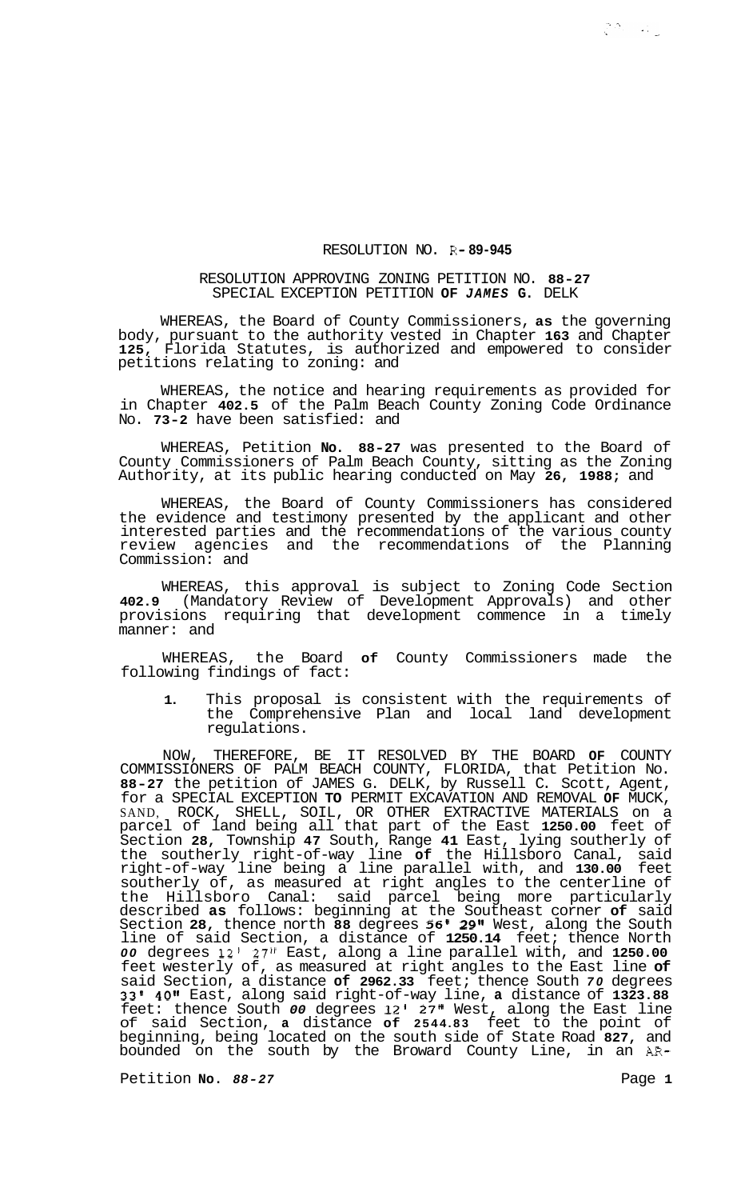RESOLUTION NO. R-89-945

RESOLUTION APPROVING ZONING PETITION NO. 88-27
SPECIAL EXCEPTION PETITION OF JAMES G. DELK

WHEREAS, the Board of County Commissioners, as the governing body, pursuant to the authority vested in Chapter 163 and Chapter 125, Florida Statutes, is authorized and empowered to consider petitions relating to zoning: and

WHEREAS, the notice and hearing requirements as provided for in Chapter 402.5 of the Palm Beach County Zoning Code Ordinance No. 73-2 have been satisfied: and

WHEREAS, Petition No. 88-27 was presented to the Board of County Commissioners of Palm Beach County, sitting as the Zoning Authority, at its public hearing conducted on May 26, 1988; and

WHEREAS, the Board of County Commissioners has considered the evidence and testimony presented by the applicant and other interested parties and the recommendations of the various county review agencies and the recommendations of the Planning Commission: and

WHEREAS, this approval is subject to Zoning Code Section 402.9 (Mandatory Review of Development Approvals) and other provisions requiring that development commence in a timely manner: and

WHEREAS, the Board of County Commissioners made the following findings of fact:

1. This proposal is consistent with the requirements of the Comprehensive Plan and local land development regulations.

NOW, THEREFORE, BE IT RESOLVED BY THE BOARD OF COUNTY COMMISSIONERS OF PALM BEACH COUNTY, FLORIDA, that Petition No. 88-27 the petition of JAMES G. DELK, by Russell C. Scott, Agent, for a SPECIAL EXCEPTION TO PERMIT EXCAVATION AND REMOVAL OF MUCK, SAND, ROCK, SHELL, SOIL, OR OTHER EXTRACTIVE MATERIALS on a parcel of land being all that part of the East 1250.00 feet of Section 28, Township 47 South, Range 41 East, lying southerly of the southerly right-of-way line of the Hillsboro Canal, said right-of-way line being a line parallel with, and 130.00 feet southerly of, as measured at right angles to the centerline of the Hillsboro Canal: said parcel being more particularly described as follows: beginning at the Southeast corner of said Section 28, thence north 88 degrees 56' 29" West, along the South line of said Section, a distance of 1250.14 feet; thence North 00 degrees 12' 27" East, along a line parallel with, and 1250.00 feet westerly of, as measured at right angles to the East line of said Section, a distance of 2962.33 feet; thence South 70 degrees 33' 40" East, along said right-of-way line, a distance of 1323.88 feet: thence South 00 degrees 12' 27" West, along the East line of said Section, a distance of 2544.83 feet to the point of beginning, being located on the south side of State Road 827, and bounded on the south by the Broward County Line, in an AR-

Petition No. 88-27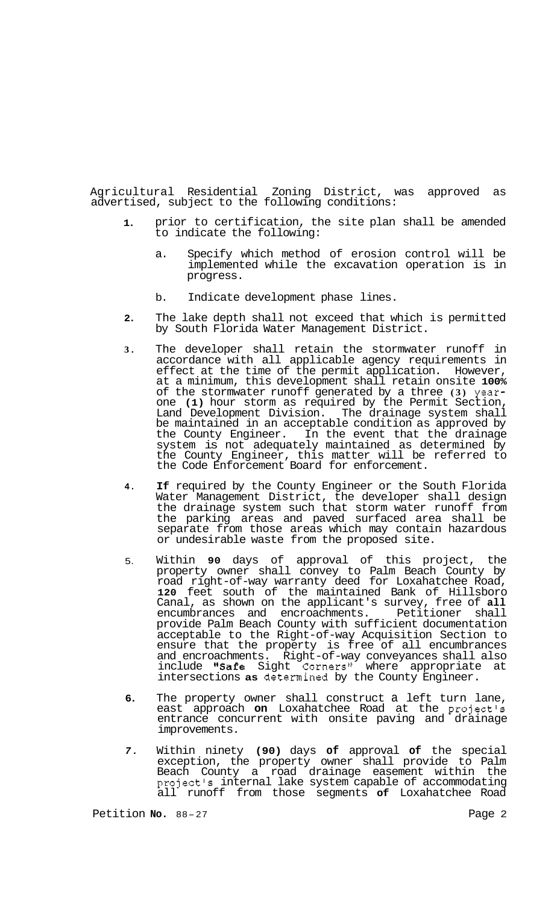Agricultural Residential Zoning District, was approved as advertised, subject to the following conditions:

1. prior to certification, the site plan shall be amended to indicate the following:

   a. Specify which method of erosion control will be implemented while the excavation operation is in progress.

   b. Indicate development phase lines.

2. The lake depth shall not exceed that which is permitted by South Florida Water Management District.

3. The developer shall retain the stormwater runoff in accordance with all applicable agency requirements in effect at the time of the permit application. However, at a minimum, this development shall retain onsite **100%** of the stormwater runoff generated by a three **(3)** year-one **(1)** hour storm as required by the Permit Section, Land Development Division. The drainage system shall be maintained in an acceptable condition as approved by the County Engineer. In the event that the drainage system is not adequately maintained as determined by the County Engineer, this matter will be referred to the Code Enforcement Board for enforcement.

4. **If** required by the County Engineer or the South Florida Water Management District, the developer shall design the drainage system such that storm water runoff from the parking areas and paved surfaced area shall be separate from those areas which may contain hazardous or undesirable waste from the proposed site.

5. Within **90** days of approval of this project, the property owner shall convey to Palm Beach County by road right-of-way warranty deed for Loxahatchee Road, **120** feet south of the maintained Bank of Hillsboro Canal, as shown on the applicant's survey, free of **all** encumbrances and encroachments. Petitioner shall provide Palm Beach County with sufficient documentation acceptable to the Right-of-way Acquisition Section to ensure that the property is free of all encumbrances and encroachments. Right-of-way conveyances shall also include **"Safe** Sight Corners" where appropriate at intersections **as** determined by the County Engineer.

6. The property owner shall construct a left turn lane, east approach **on** Loxahatchee Road at the project's entrance concurrent with onsite paving and drainage improvements.

7. Within ninety **(90)** days **of** approval **of** the special exception, the property owner shall provide to Palm Beach County a road drainage easement within the project's internal lake system capable of accommodating all runoff from those segments **of** Loxahatchee Road

Petition **No.** 88-27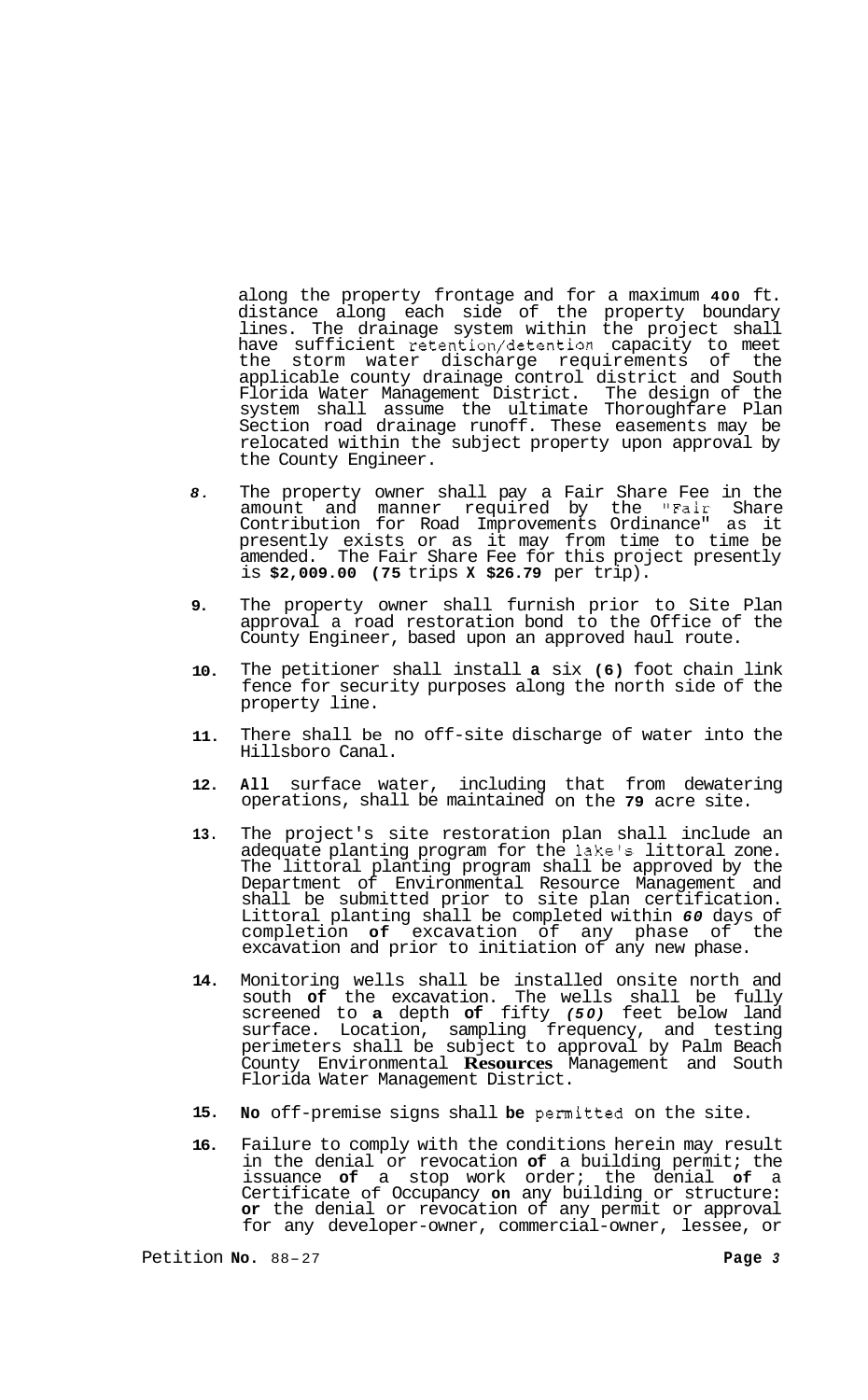along the property frontage and for a maximum **400** ft. distance along each side of the property boundary lines. The drainage system within the project shall have sufficient retention/detention capacity to meet the storm water discharge requirements of the applicable county drainage control district and South Florida Water Management District. The design of the system shall assume the ultimate Thoroughfare Plan Section road drainage runoff. These easements may be relocated within the subject property upon approval by the County Engineer.

8. The property owner shall pay a Fair Share Fee in the amount and manner required by the "Fair Share Contribution for Road Improvements Ordinance" as it presently exists or as it may from time to time be amended. The Fair Share Fee for this project presently is **$2,009.00 (75** trips **X $26.79** per trip).

9. The property owner shall furnish prior to Site Plan approval a road restoration bond to the Office of the County Engineer, based upon an approved haul route.

10. The petitioner shall install **a** six **(6)** foot chain link fence for security purposes along the north side of the property line.

11. There shall be no off-site discharge of water into the Hillsboro Canal.

12. **All** surface water, including that from dewatering operations, shall be maintained on the **79** acre site.

13. The project's site restoration plan shall include an adequate planting program for the lake's littoral zone. The littoral planting program shall be approved by the Department of Environmental Resource Management and shall be submitted prior to site plan certification. Littoral planting shall be completed within ***60*** days of completion **of** excavation of any phase of the excavation and prior to initiation of any new phase.

14. Monitoring wells shall be installed onsite north and south **of** the excavation. The wells shall be fully screened to **a** depth **of** fifty ***(50)*** feet below land surface. Location, sampling frequency, and testing perimeters shall be subject to approval by Palm Beach County Environmental **Resources** Management and South Florida Water Management District.

15. **No** off-premise signs shall **be** permitted on the site.

16. Failure to comply with the conditions herein may result in the denial or revocation **of** a building permit; the issuance **of** a stop work order; the denial **of** a Certificate of Occupancy **on** any building or structure: **or** the denial or revocation of any permit or approval for any developer-owner, commercial-owner, lessee, or

Petition **No.** 88-27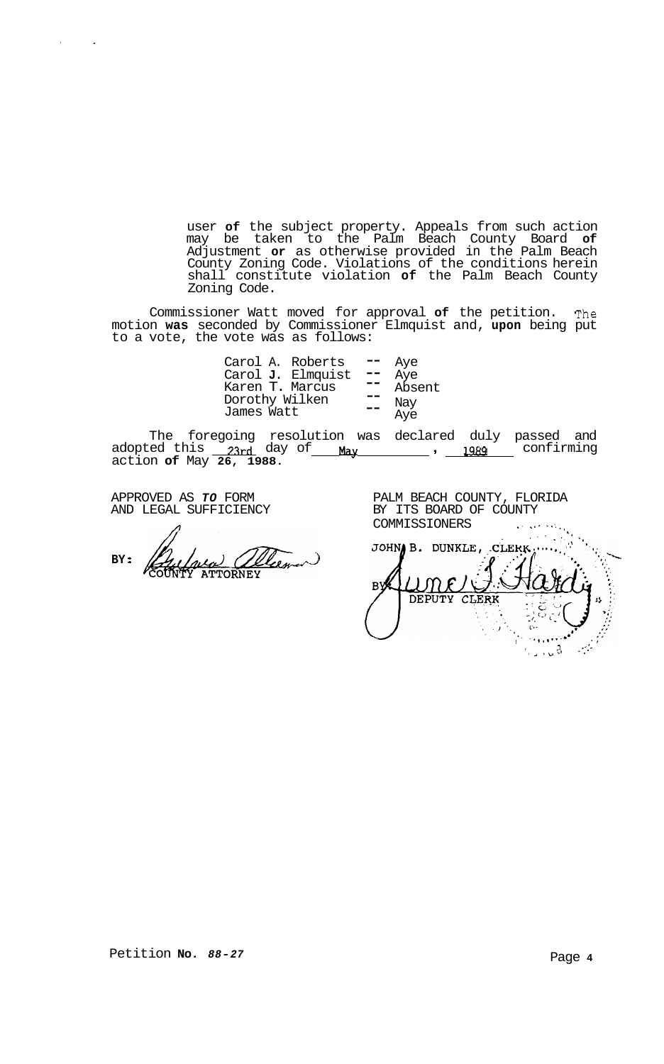user of the subject property. Appeals from such action may be taken to the Palm Beach County Board of Adjustment or as otherwise provided in the Palm Beach County Zoning Code. Violations of the conditions herein shall constitute violation of the Palm Beach County Zoning Code.

Commissioner Watt moved for approval of the petition. The motion was seconded by Commissioner Elmquist and, upon being put to a vote, the vote was as follows:

| | | |
|---|---|---|
| Carol A. Roberts | -- | Aye |
| Carol J. Elmquist | -- | Aye |
| Karen T. Marcus | -- | Absent |
| Dorothy Wilken | -- | Nay |
| James Watt | -- | Aye |

The foregoing resolution was declared duly passed and adopted this 23rd day of May, 1989 confirming action of May 26, 1988.

APPROVED AS TO FORM AND LEGAL SUFFICIENCY

BY: COUNTY ATTORNEY

PALM BEACH COUNTY, FLORIDA BY ITS BOARD OF COUNTY COMMISSIONERS

JOHN B. DUNKLE, CLERK

BY: DEPUTY CLERK

Petition No. 88-27